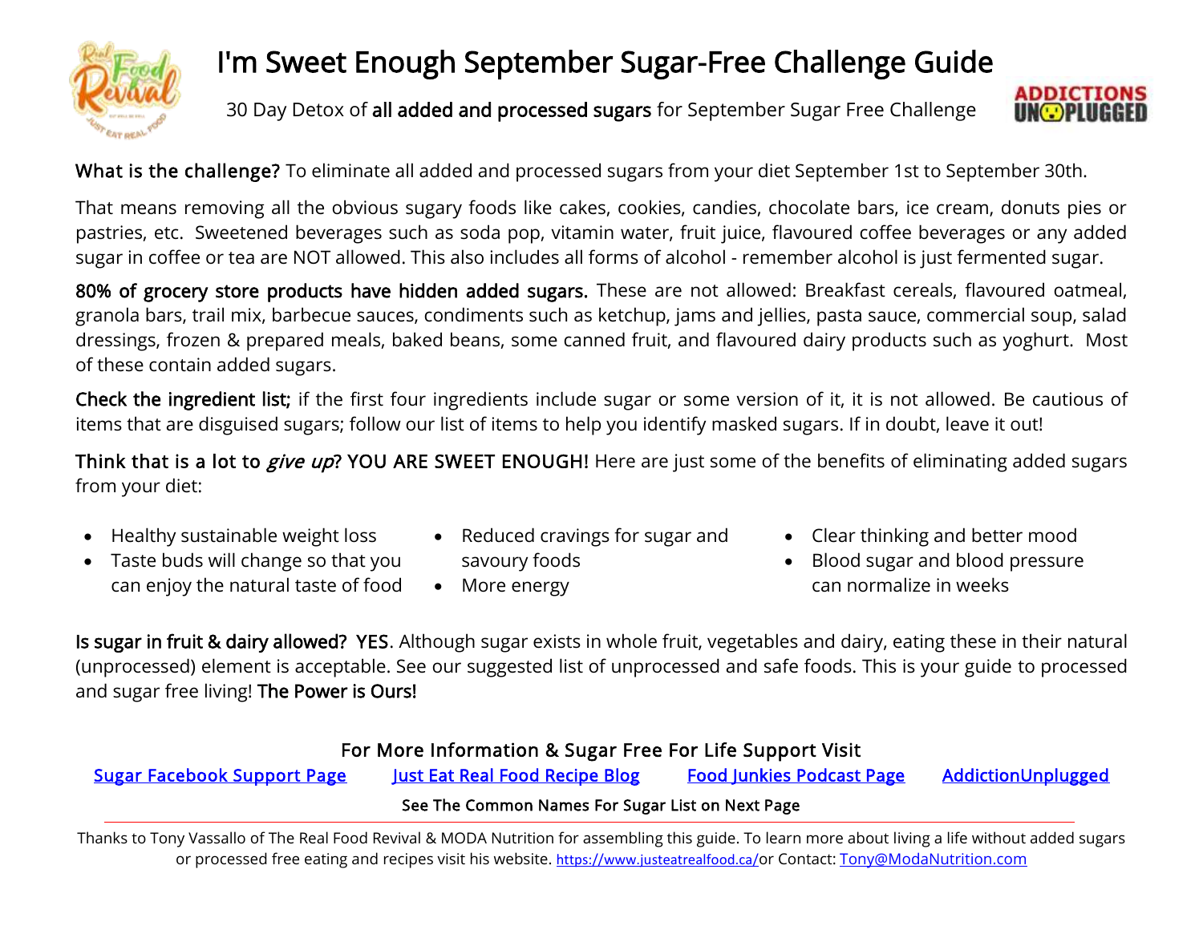# I'm Sweet Enough September Sugar-Free Challenge Guide

30 Day Detox of **all added and processed sugars** for September Sugar Free Challenge

**What is the challenge?** To eliminate all added and processed sugars from your diet September 1st to September 30th.

That means removing all the obvious sugary foods like cakes, cookies, candies, chocolate bars, ice cream, donuts pies or pastries, etc. Sweetened beverages such as soda pop, vitamin water, fruit juice, flavoured coffee beverages or any added sugar in coffee or tea are NOT allowed. This also includes all forms of alcohol - remember alcohol is just fermented sugar.

**80% of grocery store products have hidden added sugars.** These are not allowed: Breakfast cereals, flavoured oatmeal, granola bars, trail mix, barbecue sauces, condiments such as ketchup, jams and jellies, pasta sauce, commercial soup, salad dressings, frozen & prepared meals, baked beans, some canned fruit, and flavoured dairy products such as yoghurt. Most of these contain added sugars.

**Check the ingredient list;** if the first four ingredients include sugar or some version of it, it is not allowed. Be cautious of items that are disguised sugars; follow our list of items to help you identify masked sugars. If in doubt, leave it out!

**Think that is a lot to *give up*? YOU ARE SWEET ENOUGH!** Here are just some of the benefits of eliminating added sugars from your diet:

- Healthy sustainable weight loss
- Taste buds will change so that you can enjoy the natural taste of food
- Reduced cravings for sugar and savoury foods
- More energy
- Clear thinking and better mood
- Blood sugar and blood pressure can normalize in weeks

**Is sugar in fruit & dairy allowed? YES**. Although sugar exists in whole fruit, vegetables and dairy, eating these in their natural (unprocessed) element is acceptable. See our suggested list of unprocessed and safe foods. This is your guide to processed and sugar free living! **The Power is Ours!**

**For More Information & Sugar Free For Life Support Visit**

[Sugar Facebook Support Page] [Just Eat Real Food Recipe Blog] [Food Junkies Podcast Page] [AddictionUnplugged]

**See The Common Names For Sugar List on Next Page**

---

Thanks to Tony Vassallo of The Real Food Revival & MODA Nutrition for assembling this guide. To learn more about living a life without added sugars or processed free eating and recipes visit his website. https://www.justeatrealfood.ca/or Contact: Tony@ModaNutrition.com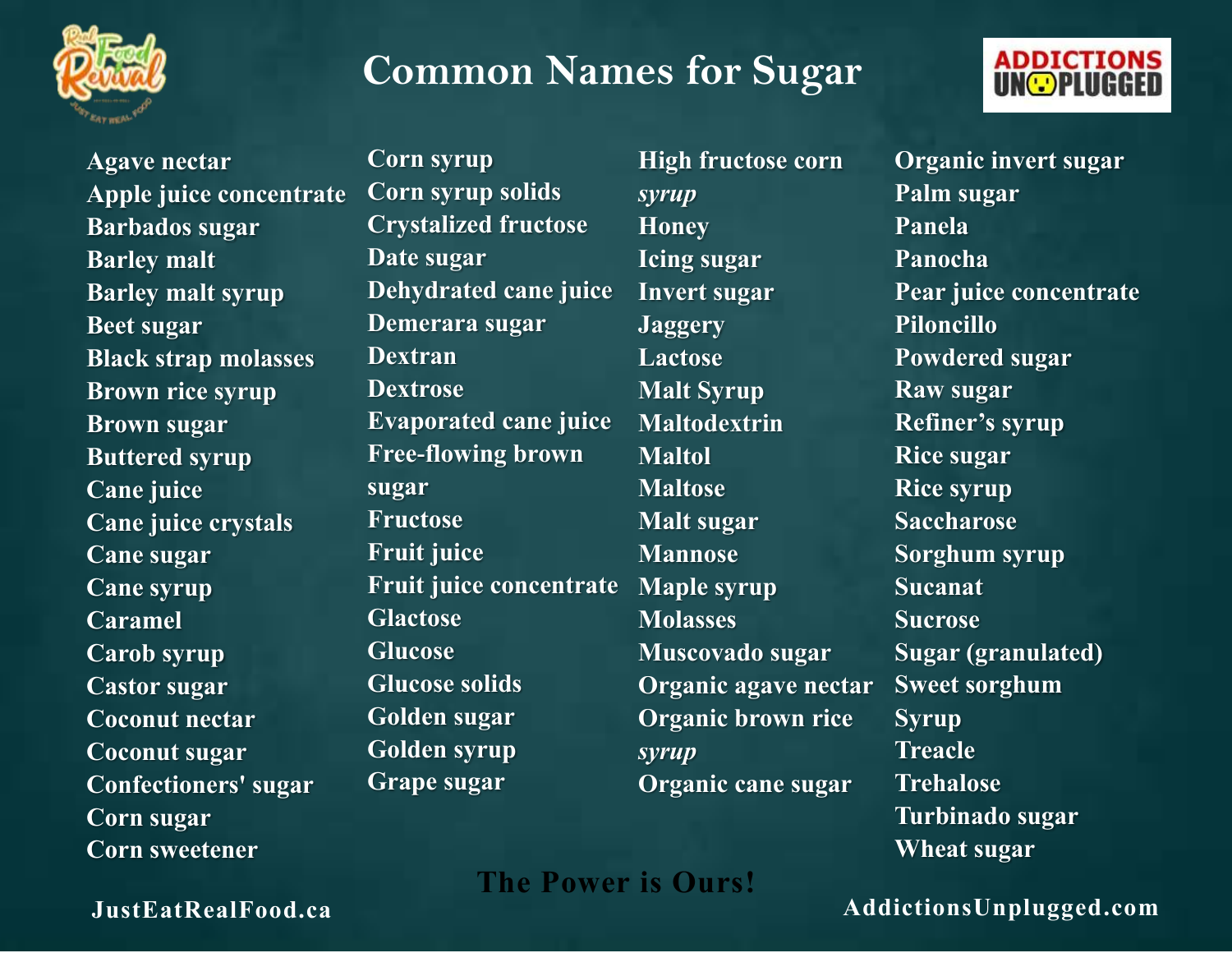# Common Names for Sugar

- Agave nectar
- Apple juice concentrate
- Barbados sugar
- Barley malt
- Barley malt syrup
- Beet sugar
- Black strap molasses
- Brown rice syrup
- Brown sugar
- Buttered syrup
- Cane juice
- Cane juice crystals
- Cane sugar
- Cane syrup
- Caramel
- Carob syrup
- Castor sugar
- Coconut nectar
- Coconut sugar
- Confectioners' sugar
- Corn sugar
- Corn sweetener
- Corn syrup
- Corn syrup solids
- Crystalized fructose
- Date sugar
- Dehydrated cane juice
- Demerara sugar
- Dextran
- Dextrose
- Evaporated cane juice
- Free-flowing brown sugar
- Fructose
- Fruit juice
- Fruit juice concentrate
- Glactose
- Glucose
- Glucose solids
- Golden sugar
- Golden syrup
- Grape sugar
- High fructose corn *syrup*
- Honey
- Icing sugar
- Invert sugar
- Jaggery
- Lactose
- Malt Syrup
- Maltodextrin
- Maltol
- Maltose
- Malt sugar
- Mannose
- Maple syrup
- Molasses
- Muscovado sugar
- Organic agave nectar
- Organic brown rice *syrup*
- Organic cane sugar
- Organic invert sugar
- Palm sugar
- Panela
- Panocha
- Pear juice concentrate
- Piloncillo
- Powdered sugar
- Raw sugar
- Refiner's syrup
- Rice sugar
- Rice syrup
- Saccharose
- Sorghum syrup
- Sucanat
- Sucrose
- Sugar (granulated)
- Sweet sorghum
- Syrup
- Treacle
- Trehalose
- Turbinado sugar
- Wheat sugar

**The Power is Ours!**

JustEatRealFood.ca

AddictionsUnplugged.com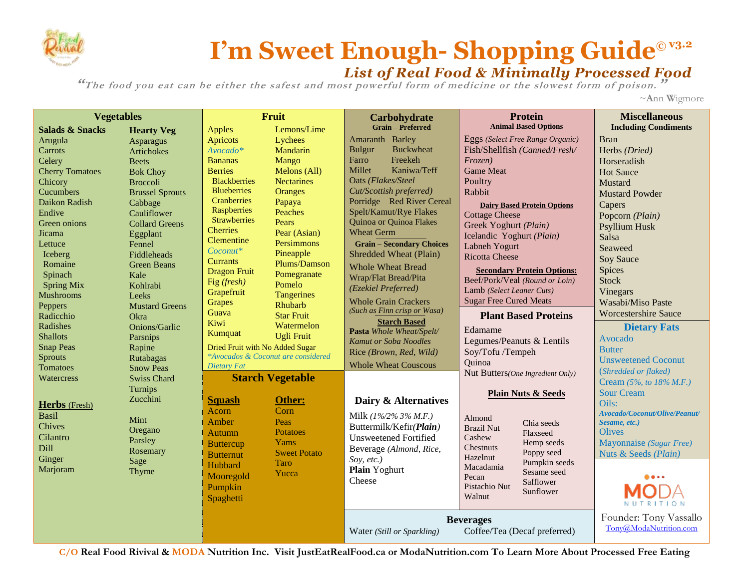# I'm Sweet Enough- Shopping Guide© v3.2

## *List of Real Food & Minimally Processed Food*

*"The food you eat can be either the safest and most powerful form of medicine or the slowest form of poison."*

~Ann Wigmore

## Vegetables

### Salads & Snacks

- Arugula
- Carrots
- Celery
- Cherry Tomatoes
- Chicory
- Cucumbers
- Daikon Radish
- Endive
- Green onions
- Jicama
- Lettuce
  - Iceberg
  - Romaine
  - Spinach
  - Spring Mix
- Mushrooms
- Peppers
- Radicchio
- Radishes
- Shallots
- Snap Peas
- Sprouts
- Tomatoes
- Watercress

### Hearty Veg

- Asparagus
- Artichokes
- Beets
- Bok Choy
- Broccoli
- Brussel Sprouts
- Cabbage
- Cauliflower
- Collard Greens
- Eggplant
- Fennel
- Fiddleheads
- Green Beans
- Kale
- Kohlrabi
- Leeks
- Mustard Greens
- Okra
- Onions/Garlic
- Parsnips
- Rapine
- Rutabagas
- Snow Peas
- Swiss Chard
- Turnips
- Zucchini

### Herbs (Fresh)

- Basil
- Chives
- Cilantro
- Dill
- Ginger
- Marjoram
- Mint
- Oregano
- Parsley
- Rosemary
- Sage
- Thyme

## Fruit

- Apples
- Apricots
- *Avocado\**
- Bananas
- Berries
  - Blackberries
  - Blueberries
  - Cranberries
  - Raspberries
  - Strawberries
- Cherries
- Clementine
- *Coconut\**
- Currants
- Dragon Fruit
- Fig *(fresh)*
- Grapefruit
- Grapes
- Guava
- Kiwi
- Kumquat
- Lemons/Lime
- Lychees
- Mandarin
- Mango
- Melons (All)
- Nectarines
- Oranges
- Papaya
- Peaches
- Pears
- Pear (Asian)
- Persimmons
- Pineapple
- Plums/Damson
- Pomegranate
- Pomelo
- Tangerines
- Rhubarb
- Star Fruit
- Watermelon
- Ugli Fruit

Dried Fruit with No Added Sugar

*\*Avocados & Coconut are considered Dietary Fat*

## Starch Vegetable

### Squash

- Acorn
- Amber
- Autumn
- Buttercup
- Butternut
- Hubbard
- Mooregold
- Pumpkin
- Spaghetti

### Other:

- Corn
- Peas
- Potatoes
- Yams
- Sweet Potato
- Taro
- Yucca

## Carbohydrate

### Grain – Preferred

- Amaranth
- Barley
- Bulgur
- Buckwheat
- Farro
- Freekeh
- Millet
- Kaniwa/Teff
- Oats *(Flakes/Steel Cut/Scottish preferred)*
- Porridge
- Red River Cereal
- Spelt/Kamut/Rye Flakes
- Quinoa or Quinoa Flakes
- Wheat Germ

### Grain – Secondary Choices

- Shredded Wheat (Plain)
- Whole Wheat Bread
- Wrap/Flat Bread/Pita *(Ezekiel Preferred)*
- Whole Grain Crackers *(Such as Finn crisp or Wasa)*

### Starch Based

- **Pasta** *Whole Wheat/Spelt/ Kamut or Soba Noodles*
- Rice *(Brown, Red, Wild)*
- Whole Wheat Couscous

## Dairy & Alternatives

- Milk *(1%/2% 3% M.F.)*
- Buttermilk/Kefir*(**Plain**)*
- Unsweetened Fortified Beverage *(Almond, Rice, Soy, etc.)*
- **Plain** Yoghurt
- Cheese

## Protein

### Animal Based Options

- Eggs *(Select Free Range Organic)*
- Fish/Shellfish *(Canned/Fresh/ Frozen)*
- Game Meat
- Poultry
- Rabbit

### Dairy Based Protein Options

- Cottage Cheese
- Greek Yoghurt *(Plain)*
- Icelandic Yoghurt *(Plain)*
- Labneh Yogurt
- Ricotta Cheese

### Secondary Protein Options:

- Beef/Pork/Veal *(Round or Loin)*
- Lamb *(Select Leaner Cuts)*
- Sugar Free Cured Meats

## Plant Based Proteins

- Edamame
- Legumes/Peanuts & Lentils
- Soy/Tofu /Tempeh
- Quinoa
- Nut Butters*(One Ingredient Only)*

### Plain Nuts & Seeds

- Almond
- Brazil Nut
- Cashew
- Chestnuts
- Hazelnut
- Macadamia
- Pecan
- Pistachio Nut
- Walnut
- Chia seeds
- Flaxseed
- Hemp seeds
- Poppy seed
- Pumpkin seeds
- Sesame seed
- Safflower
- Sunflower

## Beverages

- Water *(Still or Sparkling)*
- Coffee/Tea (Decaf preferred)

## Miscellaneous

### Including Condiments

- Bran
- Herbs *(Dried)*
- Horseradish
- Hot Sauce
- Mustard
- Mustard Powder
- Capers
- Popcorn *(Plain)*
- Psyllium Husk
- Salsa
- Seaweed
- Soy Sauce
- Spices
- Stock
- Vinegars
- Wasabi/Miso Paste
- Worcestershire Sauce

## Dietary Fats

- Avocado
- Butter
- Unsweetened Coconut *(Shredded or flaked)*
- Cream *(5%, to 18% M.F.)*
- Sour Cream
- Oils: ***Avocado/Coconut/Olive/Peanut/ Sesame, etc.)***
- Olives
- Mayonnaise *(Sugar Free)*
- Nuts & Seeds *(Plain)*

MODA NUTRITION

Founder: Tony Vassallo
Tony@ModaNutrition.com

**C/O Real Food Rivival & MODA Nutrition Inc. Visit JustEatRealFood.ca or ModaNutrition.com To Learn More About Processed Free Eating**